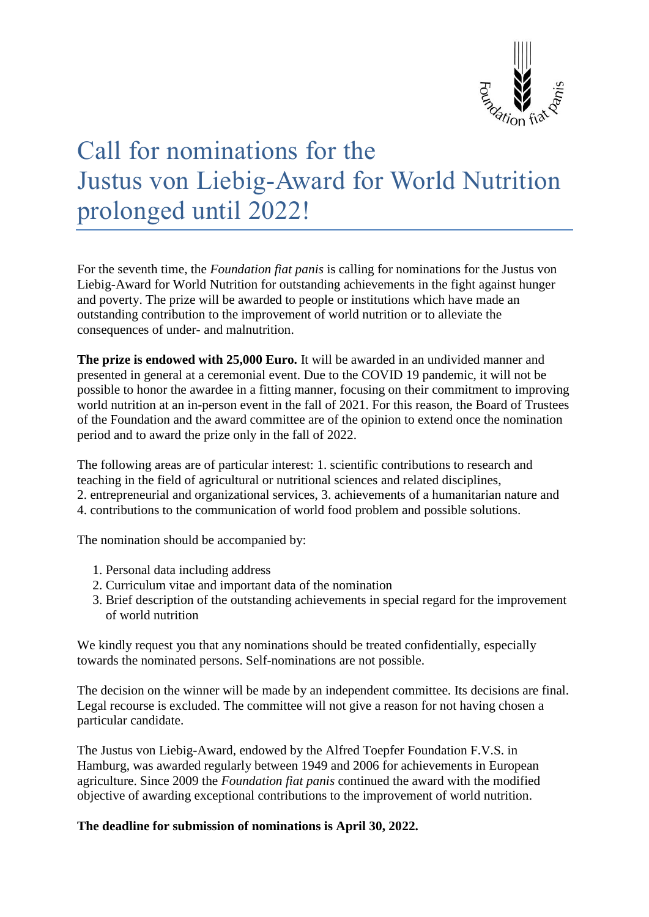# Call for nominations for the Justus von Liebig-Award for World Nutrition prolonged until 2022!

For the seventh time, the *Foundation fiat panis* is calling for nominations for the Justus von Liebig-Award for World Nutrition for outstanding achievements in the fight against hunger and poverty. The prize will be awarded to people or institutions which have made an outstanding contribution to the improvement of world nutrition or to alleviate the consequences of under- and malnutrition.

**The prize is endowed with 25,000 Euro.** It will be awarded in an undivided manner and presented in general at a ceremonial event. Due to the COVID 19 pandemic, it will not be possible to honor the awardee in a fitting manner, focusing on their commitment to improving world nutrition at an in-person event in the fall of 2021. For this reason, the Board of Trustees of the Foundation and the award committee are of the opinion to extend once the nomination period and to award the prize only in the fall of 2022.

The following areas are of particular interest: 1. scientific contributions to research and teaching in the field of agricultural or nutritional sciences and related disciplines, 2. entrepreneurial and organizational services, 3. achievements of a humanitarian nature and 4. contributions to the communication of world food problem and possible solutions.

The nomination should be accompanied by:

1. Personal data including address
2. Curriculum vitae and important data of the nomination
3. Brief description of the outstanding achievements in special regard for the improvement of world nutrition

We kindly request you that any nominations should be treated confidentially, especially towards the nominated persons. Self-nominations are not possible.

The decision on the winner will be made by an independent committee. Its decisions are final. Legal recourse is excluded. The committee will not give a reason for not having chosen a particular candidate.

The Justus von Liebig-Award, endowed by the Alfred Toepfer Foundation F.V.S. in Hamburg, was awarded regularly between 1949 and 2006 for achievements in European agriculture. Since 2009 the *Foundation fiat panis* continued the award with the modified objective of awarding exceptional contributions to the improvement of world nutrition.

**The deadline for submission of nominations is April 30, 2022.**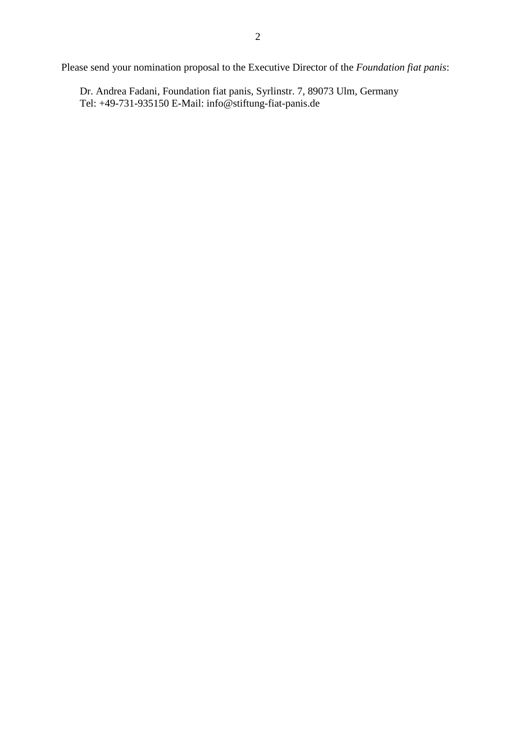Please send your nomination proposal to the Executive Director of the *Foundation fiat panis*:

Dr. Andrea Fadani, Foundation fiat panis, Syrlinstr. 7, 89073 Ulm, Germany
Tel: +49-731-935150 E-Mail: info@stiftung-fiat-panis.de